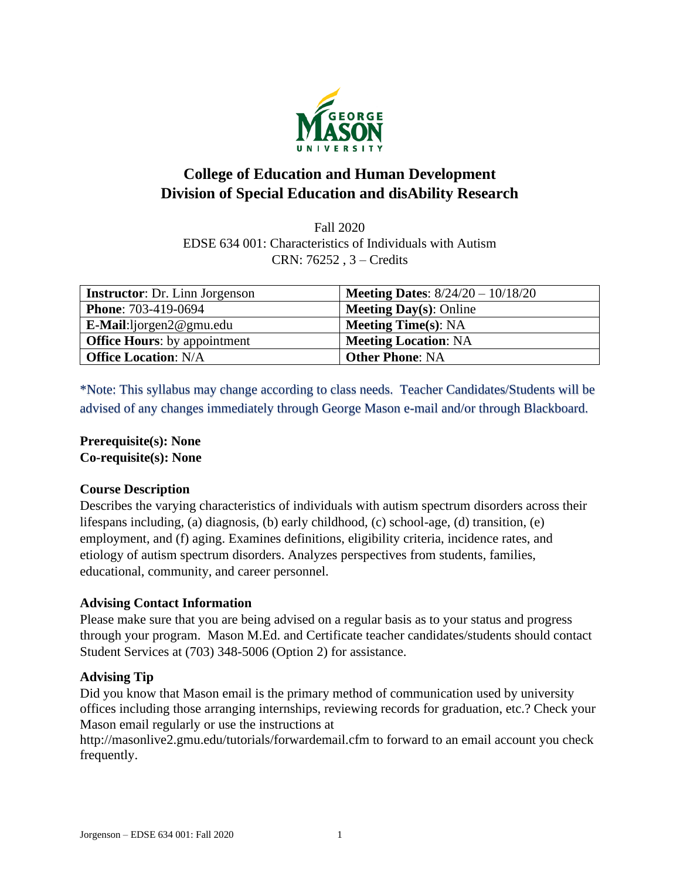# College of Education and Human Development
# Division of Special Education and disAbility Research

Fall 2020
EDSE 634 001: Characteristics of Individuals with Autism
CRN: 76252 , 3 – Credits

| **Instructor**: Dr. Linn Jorgenson | **Meeting Dates**: 8/24/20 – 10/18/20 |
|---|---|
| **Phone**: 703-419-0694 | **Meeting Day(s)**: Online |
| **E-Mail**:ljorgen2@gmu.edu | **Meeting Time(s)**: NA |
| **Office Hours**: by appointment | **Meeting Location**: NA |
| **Office Location**: N/A | **Other Phone**: NA |

*Note: This syllabus may change according to class needs. Teacher Candidates/Students will be advised of any changes immediately through George Mason e-mail and/or through Blackboard.

**Prerequisite(s): None**
**Co-requisite(s): None**

### Course Description

Describes the varying characteristics of individuals with autism spectrum disorders across their lifespans including, (a) diagnosis, (b) early childhood, (c) school-age, (d) transition, (e) employment, and (f) aging. Examines definitions, eligibility criteria, incidence rates, and etiology of autism spectrum disorders. Analyzes perspectives from students, families, educational, community, and career personnel.

### Advising Contact Information

Please make sure that you are being advised on a regular basis as to your status and progress through your program. Mason M.Ed. and Certificate teacher candidates/students should contact Student Services at (703) 348-5006 (Option 2) for assistance.

### Advising Tip

Did you know that Mason email is the primary method of communication used by university offices including those arranging internships, reviewing records for graduation, etc.? Check your Mason email regularly or use the instructions at http://masonlive2.gmu.edu/tutorials/forwardemail.cfm to forward to an email account you check frequently.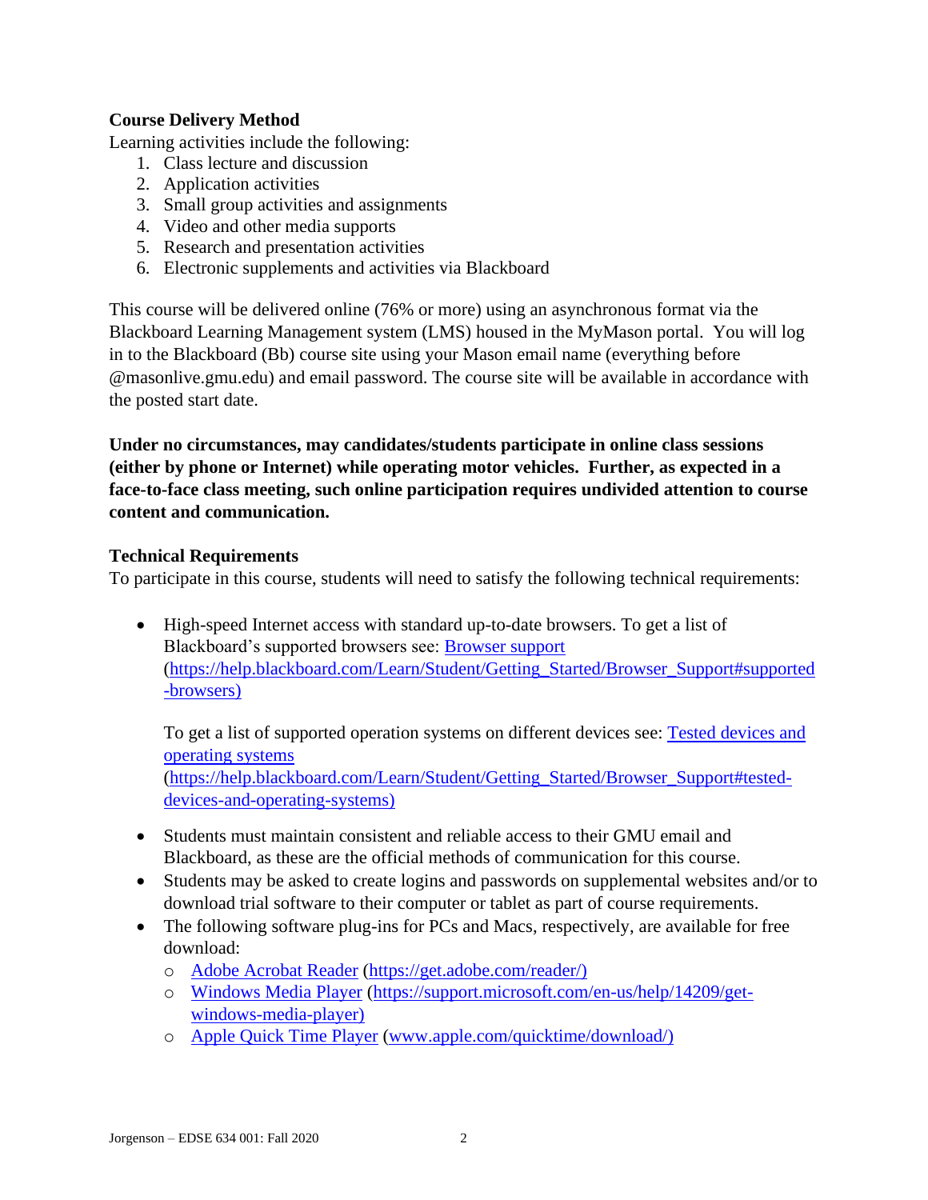**Course Delivery Method**

Learning activities include the following:

1. Class lecture and discussion
2. Application activities
3. Small group activities and assignments
4. Video and other media supports
5. Research and presentation activities
6. Electronic supplements and activities via Blackboard

This course will be delivered online (76% or more) using an asynchronous format via the Blackboard Learning Management system (LMS) housed in the MyMason portal. You will log in to the Blackboard (Bb) course site using your Mason email name (everything before @masonlive.gmu.edu) and email password. The course site will be available in accordance with the posted start date.

**Under no circumstances, may candidates/students participate in online class sessions (either by phone or Internet) while operating motor vehicles. Further, as expected in a face-to-face class meeting, such online participation requires undivided attention to course content and communication.**

**Technical Requirements**

To participate in this course, students will need to satisfy the following technical requirements:

- High-speed Internet access with standard up-to-date browsers. To get a list of Blackboard's supported browsers see: [Browser support](https://help.blackboard.com/Learn/Student/Getting_Started/Browser_Support#supported-browsers) (https://help.blackboard.com/Learn/Student/Getting_Started/Browser_Support#supported-browsers)

  To get a list of supported operation systems on different devices see: [Tested devices and operating systems](https://help.blackboard.com/Learn/Student/Getting_Started/Browser_Support#tested-devices-and-operating-systems) (https://help.blackboard.com/Learn/Student/Getting_Started/Browser_Support#tested-devices-and-operating-systems)

- Students must maintain consistent and reliable access to their GMU email and Blackboard, as these are the official methods of communication for this course.
- Students may be asked to create logins and passwords on supplemental websites and/or to download trial software to their computer or tablet as part of course requirements.
- The following software plug-ins for PCs and Macs, respectively, are available for free download:
  - [Adobe Acrobat Reader](https://get.adobe.com/reader/) (https://get.adobe.com/reader/)
  - [Windows Media Player](https://support.microsoft.com/en-us/help/14209/get-windows-media-player) (https://support.microsoft.com/en-us/help/14209/get-windows-media-player)
  - [Apple Quick Time Player](www.apple.com/quicktime/download/) (www.apple.com/quicktime/download/)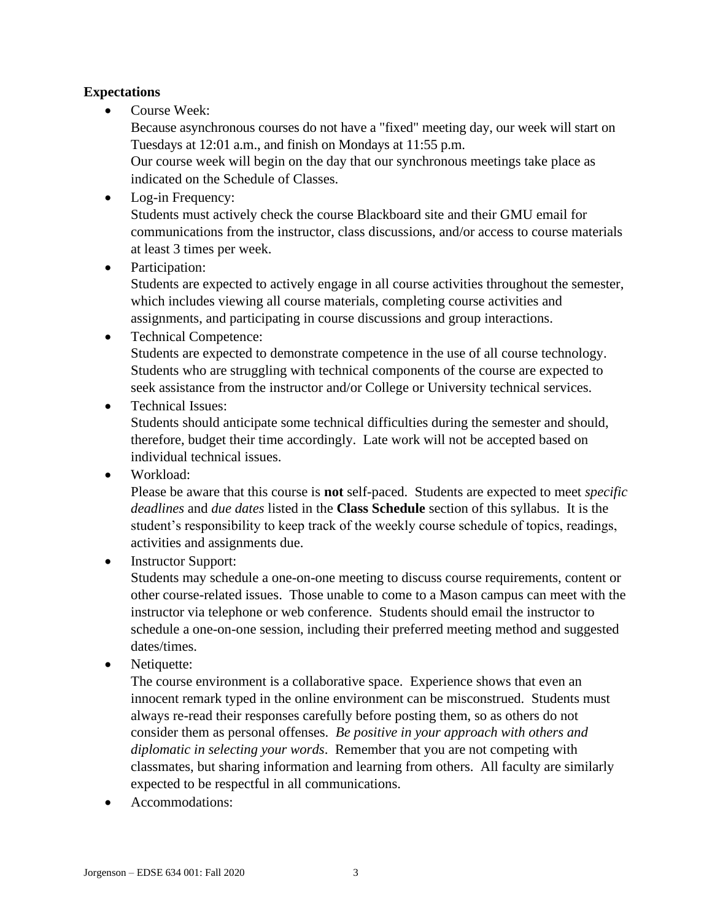**Expectations**

- Course Week:
  Because asynchronous courses do not have a "fixed" meeting day, our week will start on Tuesdays at 12:01 a.m., and finish on Mondays at 11:55 p.m.
  Our course week will begin on the day that our synchronous meetings take place as indicated on the Schedule of Classes.
- Log-in Frequency:
  Students must actively check the course Blackboard site and their GMU email for communications from the instructor, class discussions, and/or access to course materials at least 3 times per week.
- Participation:
  Students are expected to actively engage in all course activities throughout the semester, which includes viewing all course materials, completing course activities and assignments, and participating in course discussions and group interactions.
- Technical Competence:
  Students are expected to demonstrate competence in the use of all course technology. Students who are struggling with technical components of the course are expected to seek assistance from the instructor and/or College or University technical services.
- Technical Issues:
  Students should anticipate some technical difficulties during the semester and should, therefore, budget their time accordingly. Late work will not be accepted based on individual technical issues.
- Workload:
  Please be aware that this course is **not** self-paced. Students are expected to meet *specific deadlines* and *due dates* listed in the **Class Schedule** section of this syllabus. It is the student's responsibility to keep track of the weekly course schedule of topics, readings, activities and assignments due.
- Instructor Support:
  Students may schedule a one-on-one meeting to discuss course requirements, content or other course-related issues. Those unable to come to a Mason campus can meet with the instructor via telephone or web conference. Students should email the instructor to schedule a one-on-one session, including their preferred meeting method and suggested dates/times.
- Netiquette:
  The course environment is a collaborative space. Experience shows that even an innocent remark typed in the online environment can be misconstrued. Students must always re-read their responses carefully before posting them, so as others do not consider them as personal offenses. *Be positive in your approach with others and diplomatic in selecting your words*. Remember that you are not competing with classmates, but sharing information and learning from others. All faculty are similarly expected to be respectful in all communications.
- Accommodations: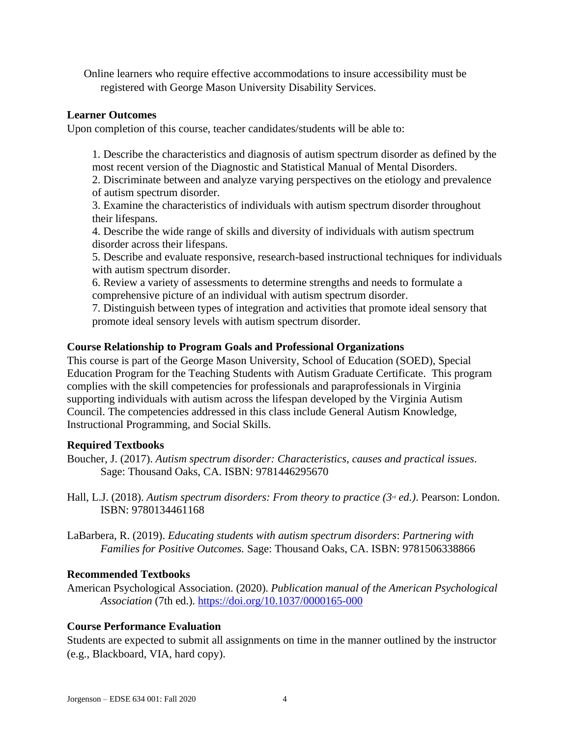Online learners who require effective accommodations to insure accessibility must be registered with George Mason University Disability Services.

### Learner Outcomes

Upon completion of this course, teacher candidates/students will be able to:

1. Describe the characteristics and diagnosis of autism spectrum disorder as defined by the most recent version of the Diagnostic and Statistical Manual of Mental Disorders.
2. Discriminate between and analyze varying perspectives on the etiology and prevalence of autism spectrum disorder.
3. Examine the characteristics of individuals with autism spectrum disorder throughout their lifespans.
4. Describe the wide range of skills and diversity of individuals with autism spectrum disorder across their lifespans.
5. Describe and evaluate responsive, research-based instructional techniques for individuals with autism spectrum disorder.
6. Review a variety of assessments to determine strengths and needs to formulate a comprehensive picture of an individual with autism spectrum disorder.
7. Distinguish between types of integration and activities that promote ideal sensory that promote ideal sensory levels with autism spectrum disorder.

### Course Relationship to Program Goals and Professional Organizations

This course is part of the George Mason University, School of Education (SOED), Special Education Program for the Teaching Students with Autism Graduate Certificate. This program complies with the skill competencies for professionals and paraprofessionals in Virginia supporting individuals with autism across the lifespan developed by the Virginia Autism Council. The competencies addressed in this class include General Autism Knowledge, Instructional Programming, and Social Skills.

### Required Textbooks

Boucher, J. (2017). *Autism spectrum disorder: Characteristics, causes and practical issues*. Sage: Thousand Oaks, CA. ISBN: 9781446295670

Hall, L.J. (2018). *Autism spectrum disorders: From theory to practice (3rd ed.)*. Pearson: London. ISBN: 9780134461168

LaBarbera, R. (2019). *Educating students with autism spectrum disorders*: *Partnering with Families for Positive Outcomes.* Sage: Thousand Oaks, CA. ISBN: 9781506338866

### Recommended Textbooks

American Psychological Association. (2020). *Publication manual of the American Psychological Association* (7th ed.). https://doi.org/10.1037/0000165-000

### Course Performance Evaluation

Students are expected to submit all assignments on time in the manner outlined by the instructor (e.g., Blackboard, VIA, hard copy).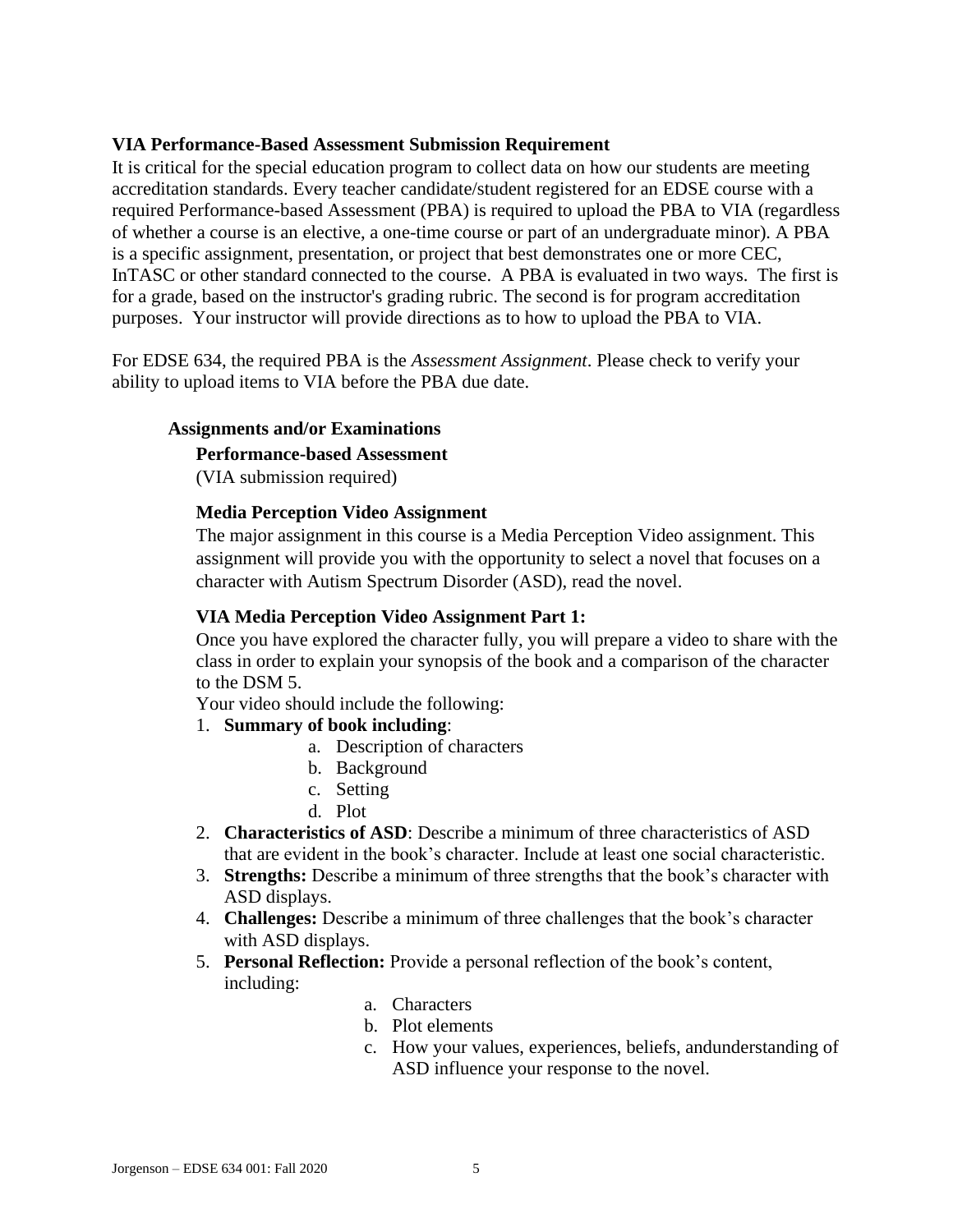**VIA Performance-Based Assessment Submission Requirement**

It is critical for the special education program to collect data on how our students are meeting accreditation standards. Every teacher candidate/student registered for an EDSE course with a required Performance-based Assessment (PBA) is required to upload the PBA to VIA (regardless of whether a course is an elective, a one-time course or part of an undergraduate minor). A PBA is a specific assignment, presentation, or project that best demonstrates one or more CEC, InTASC or other standard connected to the course. A PBA is evaluated in two ways. The first is for a grade, based on the instructor's grading rubric. The second is for program accreditation purposes. Your instructor will provide directions as to how to upload the PBA to VIA.

For EDSE 634, the required PBA is the *Assessment Assignment*. Please check to verify your ability to upload items to VIA before the PBA due date.

**Assignments and/or Examinations**

**Performance-based Assessment**

(VIA submission required)

**Media Perception Video Assignment**

The major assignment in this course is a Media Perception Video assignment. This assignment will provide you with the opportunity to select a novel that focuses on a character with Autism Spectrum Disorder (ASD), read the novel.

**VIA Media Perception Video Assignment Part 1:**

Once you have explored the character fully, you will prepare a video to share with the class in order to explain your synopsis of the book and a comparison of the character to the DSM 5.

Your video should include the following:

1. **Summary of book including**:
   a. Description of characters
   b. Background
   c. Setting
   d. Plot
2. **Characteristics of ASD**: Describe a minimum of three characteristics of ASD that are evident in the book's character. Include at least one social characteristic.
3. **Strengths:** Describe a minimum of three strengths that the book's character with ASD displays.
4. **Challenges:** Describe a minimum of three challenges that the book's character with ASD displays.
5. **Personal Reflection:** Provide a personal reflection of the book's content, including:
   a. Characters
   b. Plot elements
   c. How your values, experiences, beliefs, andunderstanding of ASD influence your response to the novel.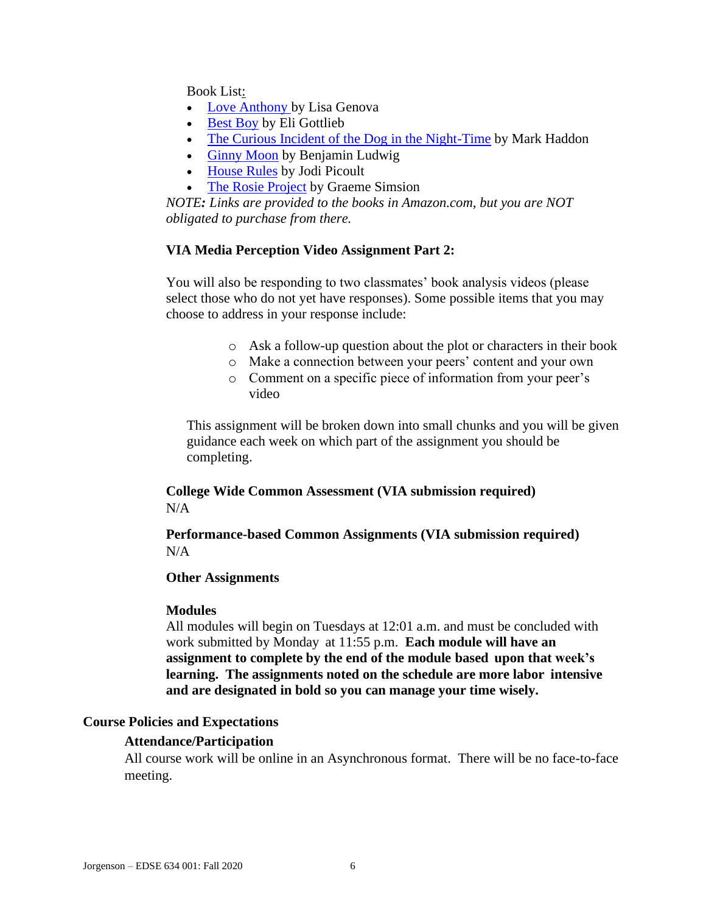Book List:

- Love Anthony by Lisa Genova
- Best Boy by Eli Gottlieb
- The Curious Incident of the Dog in the Night-Time by Mark Haddon
- Ginny Moon by Benjamin Ludwig
- House Rules by Jodi Picoult
- The Rosie Project by Graeme Simsion

*NOTE: Links are provided to the books in Amazon.com, but you are NOT obligated to purchase from there.*

**VIA Media Perception Video Assignment Part 2:**

You will also be responding to two classmates' book analysis videos (please select those who do not yet have responses). Some possible items that you may choose to address in your response include:

- Ask a follow-up question about the plot or characters in their book
- Make a connection between your peers' content and your own
- Comment on a specific piece of information from your peer's video

This assignment will be broken down into small chunks and you will be given guidance each week on which part of the assignment you should be completing.

**College Wide Common Assessment (VIA submission required)**
N/A

**Performance-based Common Assignments (VIA submission required)**
N/A

**Other Assignments**

**Modules**
All modules will begin on Tuesdays at 12:01 a.m. and must be concluded with work submitted by Monday at 11:55 p.m. **Each module will have an assignment to complete by the end of the module based upon that week's learning. The assignments noted on the schedule are more labor intensive and are designated in bold so you can manage your time wisely.**

## Course Policies and Expectations

### Attendance/Participation

All course work will be online in an Asynchronous format. There will be no face-to-face meeting.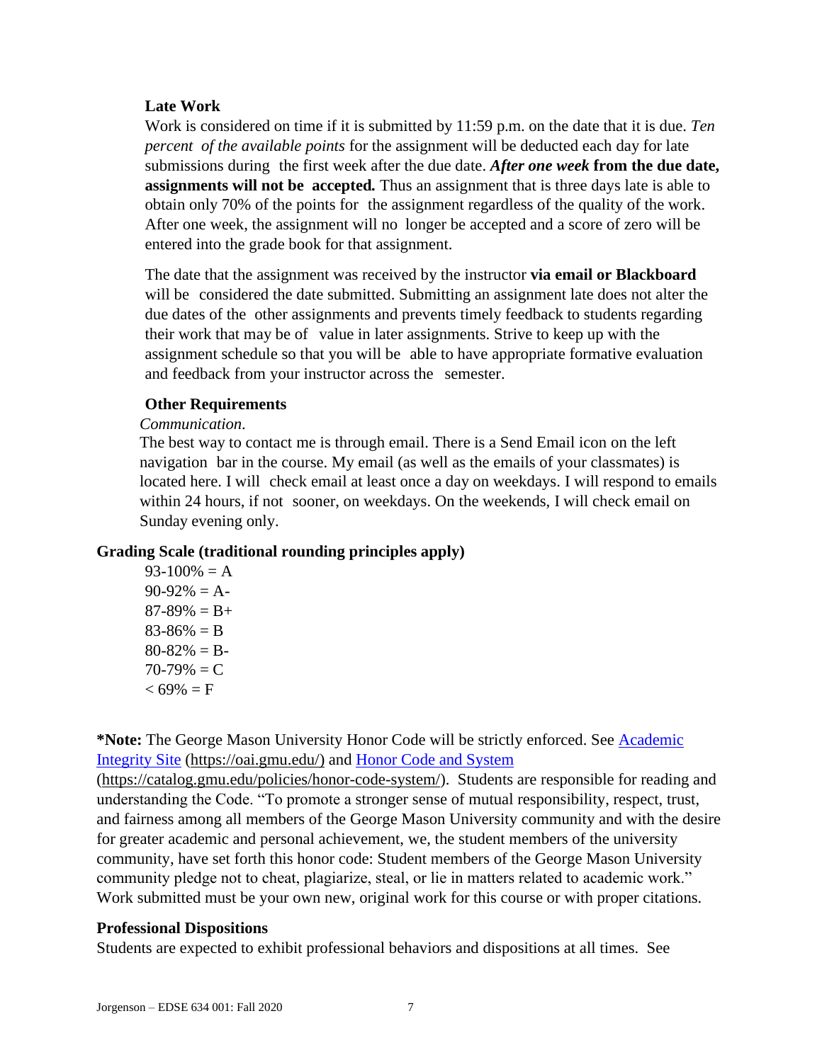**Late Work**

Work is considered on time if it is submitted by 11:59 p.m. on the date that it is due. *Ten percent of the available points* for the assignment will be deducted each day for late submissions during the first week after the due date. ***After one week* from the due date, assignments will not be accepted.** Thus an assignment that is three days late is able to obtain only 70% of the points for the assignment regardless of the quality of the work. After one week, the assignment will no longer be accepted and a score of zero will be entered into the grade book for that assignment.

The date that the assignment was received by the instructor **via email or Blackboard** will be considered the date submitted. Submitting an assignment late does not alter the due dates of the other assignments and prevents timely feedback to students regarding their work that may be of value in later assignments. Strive to keep up with the assignment schedule so that you will be able to have appropriate formative evaluation and feedback from your instructor across the semester.

**Other Requirements**

*Communication.*

The best way to contact me is through email. There is a Send Email icon on the left navigation bar in the course. My email (as well as the emails of your classmates) is located here. I will check email at least once a day on weekdays. I will respond to emails within 24 hours, if not sooner, on weekdays. On the weekends, I will check email on Sunday evening only.

**Grading Scale (traditional rounding principles apply)**

93-100% = A
90-92% = A-
87-89% = B+
83-86% = B
80-82% = B-
70-79% = C
< 69% = F

***Note:** The George Mason University Honor Code will be strictly enforced. See [Academic Integrity Site](https://oai.gmu.edu/) (https://oai.gmu.edu/) and [Honor Code and System](https://catalog.gmu.edu/policies/honor-code-system/) (https://catalog.gmu.edu/policies/honor-code-system/). Students are responsible for reading and understanding the Code. "To promote a stronger sense of mutual responsibility, respect, trust, and fairness among all members of the George Mason University community and with the desire for greater academic and personal achievement, we, the student members of the university community, have set forth this honor code: Student members of the George Mason University community pledge not to cheat, plagiarize, steal, or lie in matters related to academic work." Work submitted must be your own new, original work for this course or with proper citations.

**Professional Dispositions**

Students are expected to exhibit professional behaviors and dispositions at all times. See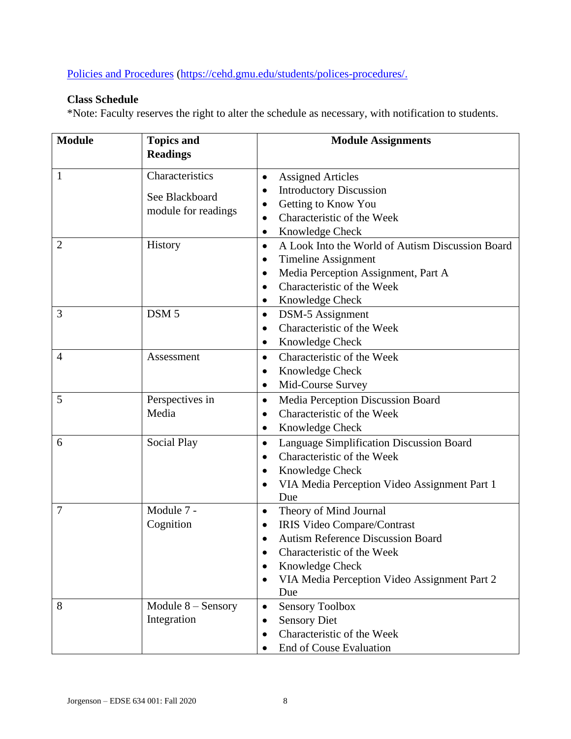[Policies and Procedures](https://cehd.gmu.edu/students/polices-procedures/) (https://cehd.gmu.edu/students/polices-procedures/.

**Class Schedule**

*Note: Faculty reserves the right to alter the schedule as necessary, with notification to students.

| Module | Topics and Readings | Module Assignments |
|---|---|---|
| 1 | Characteristics<br><br>See Blackboard module for readings | • Assigned Articles<br>• Introductory Discussion<br>• Getting to Know You<br>• Characteristic of the Week<br>• Knowledge Check |
| 2 | History | • A Look Into the World of Autism Discussion Board<br>• Timeline Assignment<br>• Media Perception Assignment, Part A<br>• Characteristic of the Week<br>• Knowledge Check |
| 3 | DSM 5 | • DSM-5 Assignment<br>• Characteristic of the Week<br>• Knowledge Check |
| 4 | Assessment | • Characteristic of the Week<br>• Knowledge Check<br>• Mid-Course Survey |
| 5 | Perspectives in Media | • Media Perception Discussion Board<br>• Characteristic of the Week<br>• Knowledge Check |
| 6 | Social Play | • Language Simplification Discussion Board<br>• Characteristic of the Week<br>• Knowledge Check<br>• VIA Media Perception Video Assignment Part 1 Due |
| 7 | Module 7 - Cognition | • Theory of Mind Journal<br>• IRIS Video Compare/Contrast<br>• Autism Reference Discussion Board<br>• Characteristic of the Week<br>• Knowledge Check<br>• VIA Media Perception Video Assignment Part 2 Due |
| 8 | Module 8 – Sensory Integration | • Sensory Toolbox<br>• Sensory Diet<br>• Characteristic of the Week<br>• End of Couse Evaluation |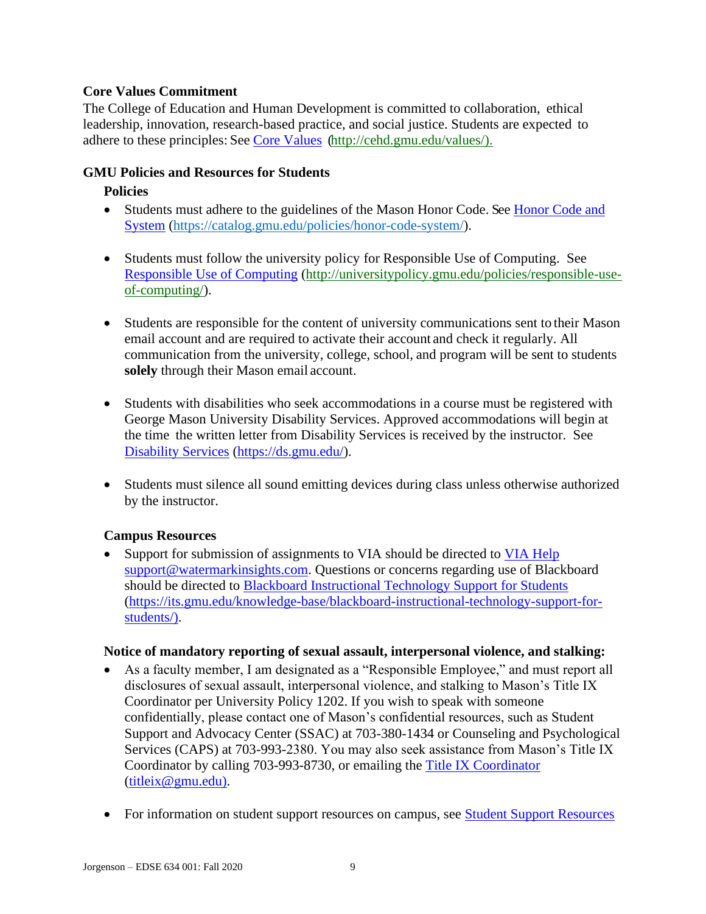### Core Values Commitment

The College of Education and Human Development is committed to collaboration, ethical leadership, innovation, research-based practice, and social justice. Students are expected to adhere to these principles: See [Core Values](http://cehd.gmu.edu/values/) (http://cehd.gmu.edu/values/).

### GMU Policies and Resources for Students

#### Policies

- Students must adhere to the guidelines of the Mason Honor Code. See [Honor Code and System](https://catalog.gmu.edu/policies/honor-code-system/) (https://catalog.gmu.edu/policies/honor-code-system/).

- Students must follow the university policy for Responsible Use of Computing. See [Responsible Use of Computing](http://universitypolicy.gmu.edu/policies/responsible-use-of-computing/) (http://universitypolicy.gmu.edu/policies/responsible-use-of-computing/).

- Students are responsible for the content of university communications sent to their Mason email account and are required to activate their account and check it regularly. All communication from the university, college, school, and program will be sent to students **solely** through their Mason email account.

- Students with disabilities who seek accommodations in a course must be registered with George Mason University Disability Services. Approved accommodations will begin at the time the written letter from Disability Services is received by the instructor. See [Disability Services](https://ds.gmu.edu/) (https://ds.gmu.edu/).

- Students must silence all sound emitting devices during class unless otherwise authorized by the instructor.

#### Campus Resources

- Support for submission of assignments to VIA should be directed to VIA Help support@watermarkinsights.com. Questions or concerns regarding use of Blackboard should be directed to [Blackboard Instructional Technology Support for Students](https://its.gmu.edu/knowledge-base/blackboard-instructional-technology-support-for-students/) (https://its.gmu.edu/knowledge-base/blackboard-instructional-technology-support-for-students/).

#### Notice of mandatory reporting of sexual assault, interpersonal violence, and stalking:

- As a faculty member, I am designated as a "Responsible Employee," and must report all disclosures of sexual assault, interpersonal violence, and stalking to Mason's Title IX Coordinator per University Policy 1202. If you wish to speak with someone confidentially, please contact one of Mason's confidential resources, such as Student Support and Advocacy Center (SSAC) at 703-380-1434 or Counseling and Psychological Services (CAPS) at 703-993-2380. You may also seek assistance from Mason's Title IX Coordinator by calling 703-993-8730, or emailing the Title IX Coordinator (titleix@gmu.edu).

- For information on student support resources on campus, see Student Support Resources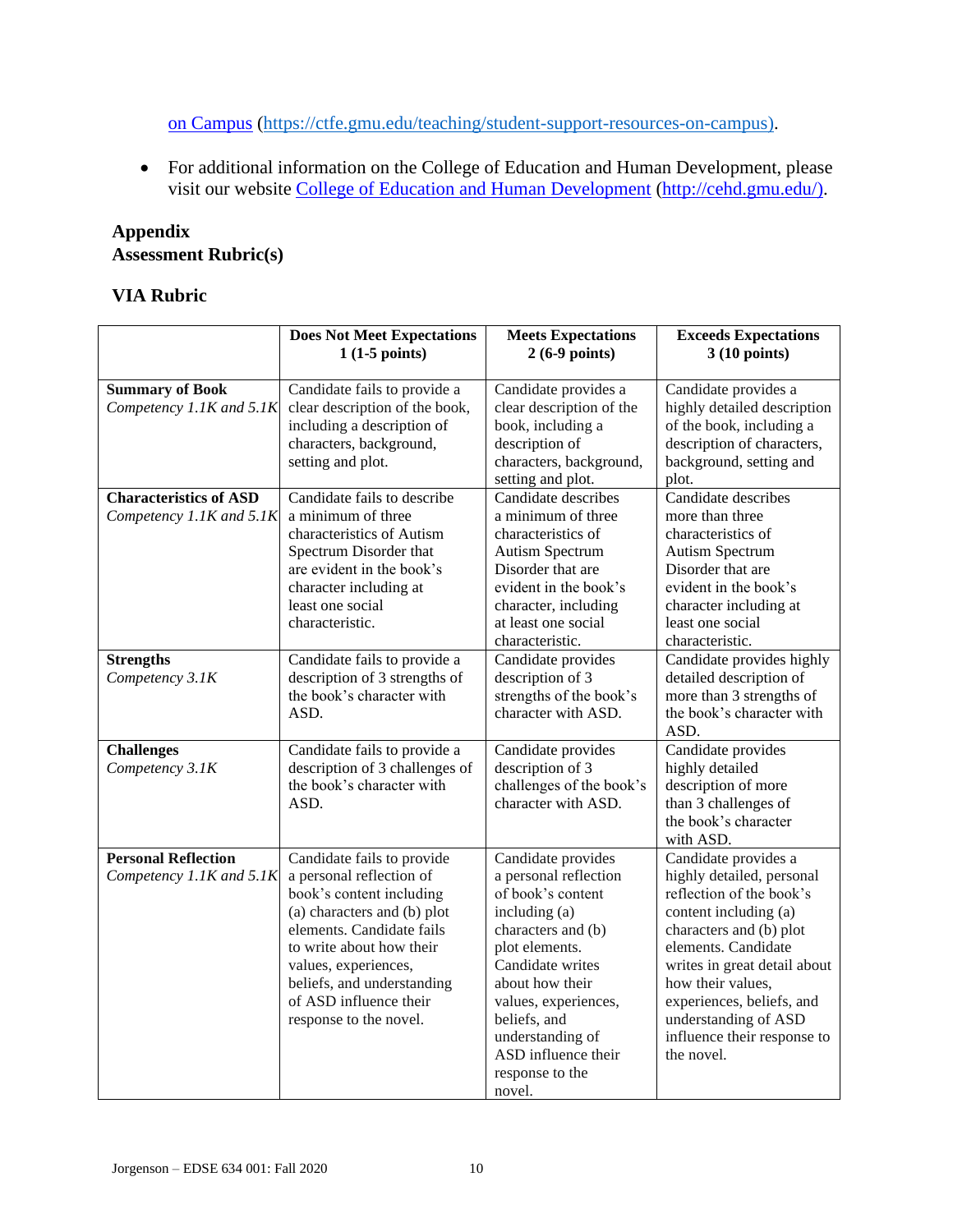[on Campus](https://ctfe.gmu.edu/teaching/student-support-resources-on-campus) (https://ctfe.gmu.edu/teaching/student-support-resources-on-campus).

- For additional information on the College of Education and Human Development, please visit our website [College of Education and Human Development](http://cehd.gmu.edu/) (http://cehd.gmu.edu/).

## Appendix
## Assessment Rubric(s)

### VIA Rubric

| | **Does Not Meet Expectations 1 (1-5 points)** | **Meets Expectations 2 (6-9 points)** | **Exceeds Expectations 3 (10 points)** |
|---|---|---|---|
| **Summary of Book** *Competency 1.1K and 5.1K* | Candidate fails to provide a clear description of the book, including a description of characters, background, setting and plot. | Candidate provides a clear description of the book, including a description of characters, background, setting and plot. | Candidate provides a highly detailed description of the book, including a description of characters, background, setting and plot. |
| **Characteristics of ASD** *Competency 1.1K and 5.1K* | Candidate fails to describe a minimum of three characteristics of Autism Spectrum Disorder that are evident in the book's character including at least one social characteristic. | Candidate describes a minimum of three characteristics of Autism Spectrum Disorder that are evident in the book's character, including at least one social characteristic. | Candidate describes more than three characteristics of Autism Spectrum Disorder that are evident in the book's character including at least one social characteristic. |
| **Strengths** *Competency 3.1K* | Candidate fails to provide a description of 3 strengths of the book's character with ASD. | Candidate provides description of 3 strengths of the book's character with ASD. | Candidate provides highly detailed description of more than 3 strengths of the book's character with ASD. |
| **Challenges** *Competency 3.1K* | Candidate fails to provide a description of 3 challenges of the book's character with ASD. | Candidate provides description of 3 challenges of the book's character with ASD. | Candidate provides highly detailed description of more than 3 challenges of the book's character with ASD. |
| **Personal Reflection** *Competency 1.1K and 5.1K* | Candidate fails to provide a personal reflection of book's content including (a) characters and (b) plot elements. Candidate fails to write about how their values, experiences, beliefs, and understanding of ASD influence their response to the novel. | Candidate provides a personal reflection of book's content including (a) characters and (b) plot elements. Candidate writes about how their values, experiences, beliefs, and understanding of ASD influence their response to the novel. | Candidate provides a highly detailed, personal reflection of the book's content including (a) characters and (b) plot elements. Candidate writes in great detail about how their values, experiences, beliefs, and understanding of ASD influence their response to the novel. |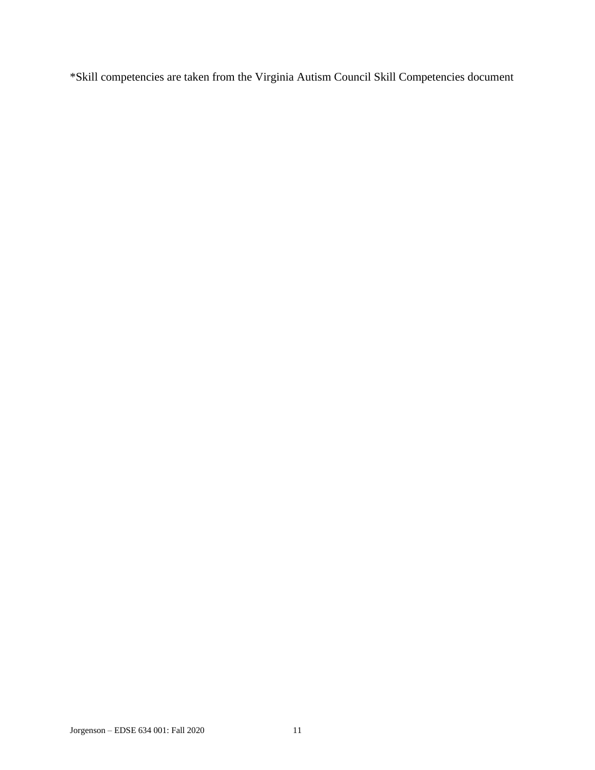*Skill competencies are taken from the Virginia Autism Council Skill Competencies document